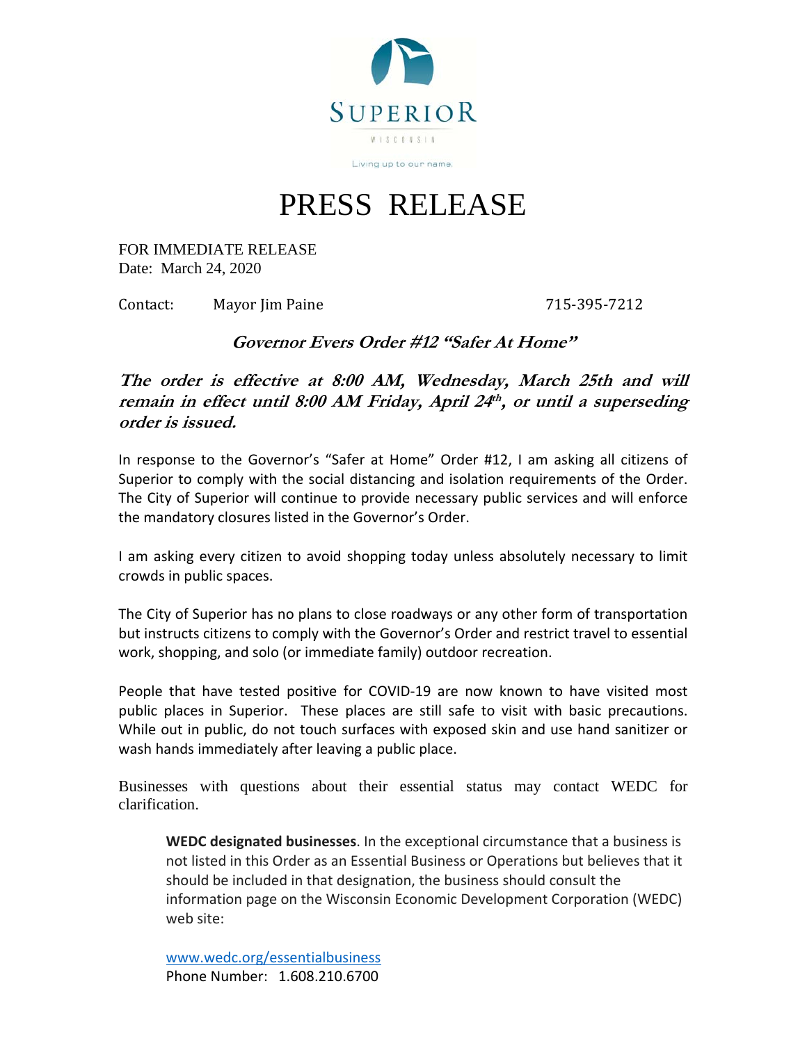SUPERIOR

WISCONSIN

Living up to our name.

# PRESS RELEASE

FOR IMMEDIATE RELEASE
Date: March 24, 2020

Contact: Mayor Jim Paine 715-395-7212

## *Governor Evers Order #12 "Safer At Home"*

### *The order is effective at 8:00 AM, Wednesday, March 25th and will remain in effect until 8:00 AM Friday, April 24th, or until a superseding order is issued.*

In response to the Governor's "Safer at Home" Order #12, I am asking all citizens of Superior to comply with the social distancing and isolation requirements of the Order. The City of Superior will continue to provide necessary public services and will enforce the mandatory closures listed in the Governor's Order.

I am asking every citizen to avoid shopping today unless absolutely necessary to limit crowds in public spaces.

The City of Superior has no plans to close roadways or any other form of transportation but instructs citizens to comply with the Governor's Order and restrict travel to essential work, shopping, and solo (or immediate family) outdoor recreation.

People that have tested positive for COVID-19 are now known to have visited most public places in Superior. These places are still safe to visit with basic precautions. While out in public, do not touch surfaces with exposed skin and use hand sanitizer or wash hands immediately after leaving a public place.

Businesses with questions about their essential status may contact WEDC for clarification.

> **WEDC designated businesses**. In the exceptional circumstance that a business is not listed in this Order as an Essential Business or Operations but believes that it should be included in that designation, the business should consult the information page on the Wisconsin Economic Development Corporation (WEDC) web site:
>
> www.wedc.org/essentialbusiness
> Phone Number: 1.608.210.6700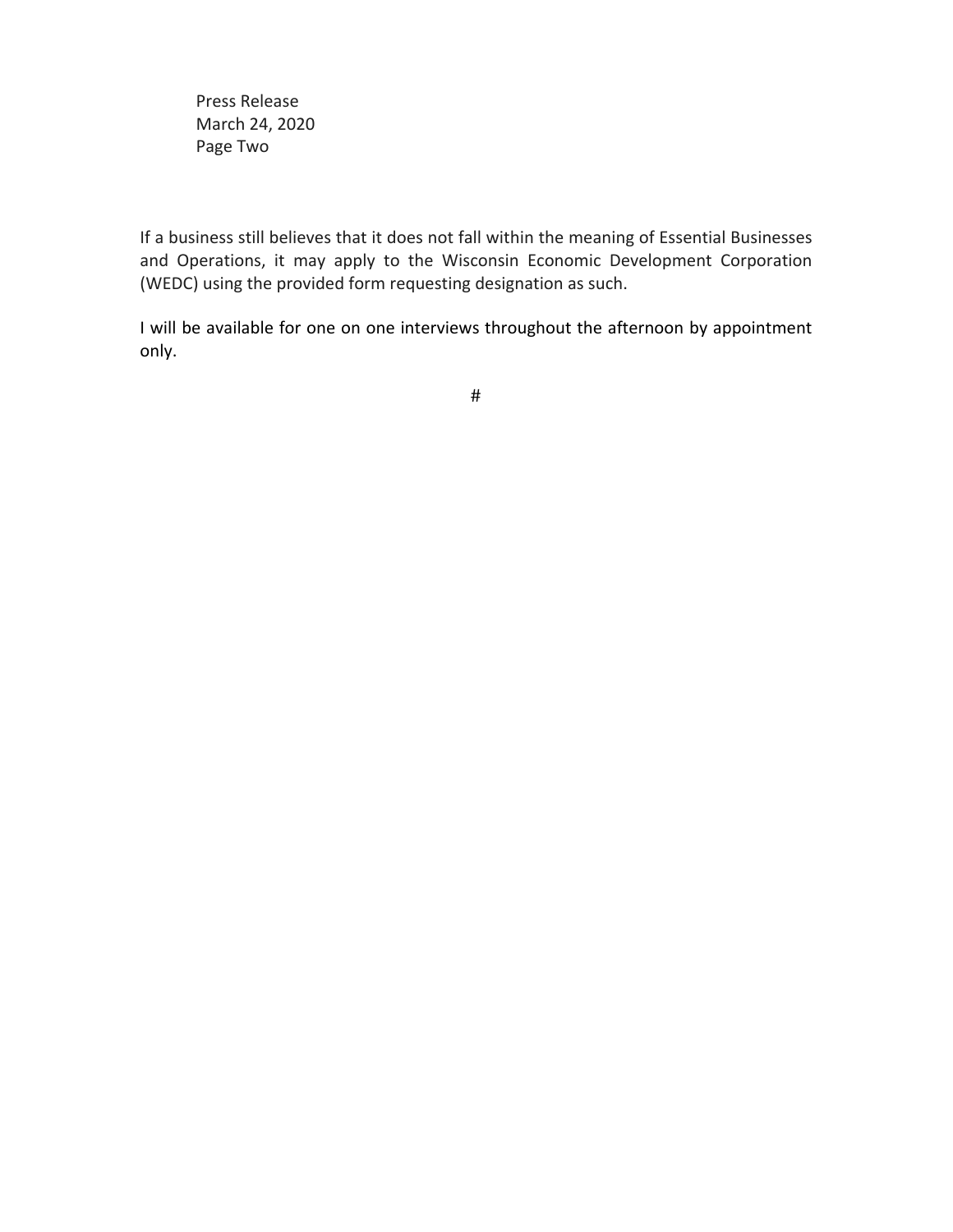If a business still believes that it does not fall within the meaning of Essential Businesses and Operations, it may apply to the Wisconsin Economic Development Corporation (WEDC) using the provided form requesting designation as such.

I will be available for one on one interviews throughout the afternoon by appointment only.

#